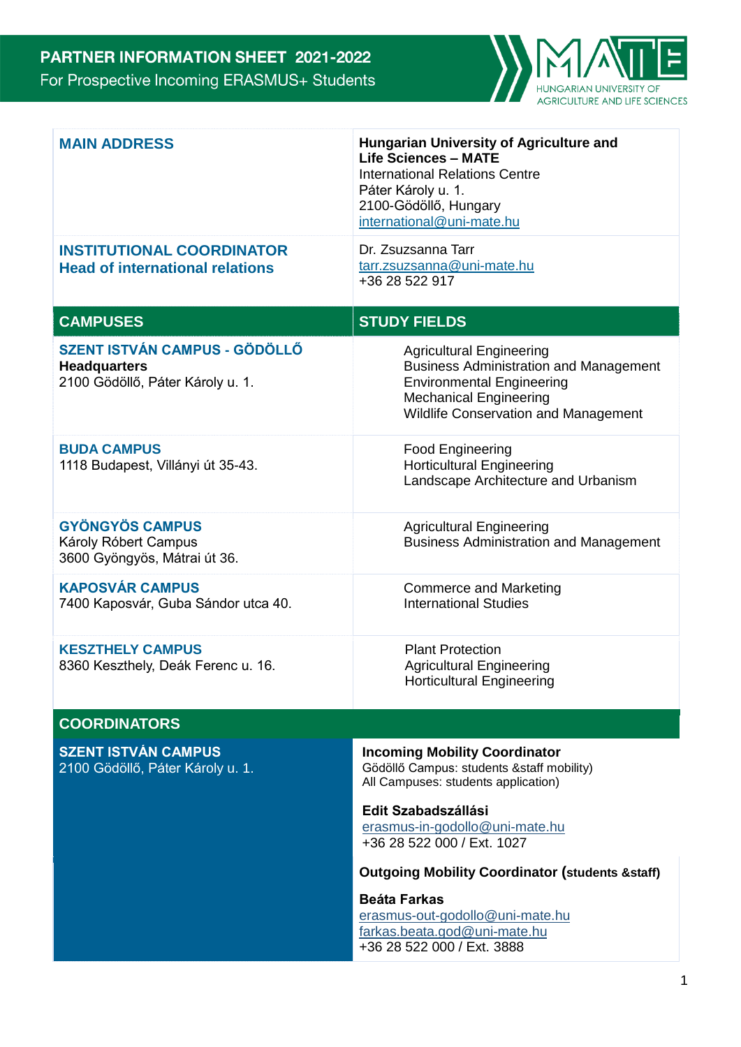# PARTNER INFORMATION SHEET 2021-2022

For Prospective Incoming ERASMUS+ Students

HUNGARIAN UNIVERSITY OF AGRICULTURE AND LIFE SCIENCES

| | |
|---|---|
| **MAIN ADDRESS** | **Hungarian University of Agriculture and Life Sciences – MATE**<br>International Relations Centre<br>Páter Károly u. 1.<br>2100-Gödöllő, Hungary<br>international@uni-mate.hu |
| **INSTITUTIONAL COORDINATOR**<br>**Head of international relations** | Dr. Zsuzsanna Tarr<br>tarr.zsuzsanna@uni-mate.hu<br>+36 28 522 917 |

| CAMPUSES | STUDY FIELDS |
|---|---|
| **SZENT ISTVÁN CAMPUS - GÖDÖLLŐ**<br>**Headquarters**<br>2100 Gödöllő, Páter Károly u. 1. | Agricultural Engineering<br>Business Administration and Management<br>Environmental Engineering<br>Mechanical Engineering<br>Wildlife Conservation and Management |
| **BUDA CAMPUS**<br>1118 Budapest, Villányi út 35-43. | Food Engineering<br>Horticultural Engineering<br>Landscape Architecture and Urbanism |
| **GYÖNGYÖS CAMPUS**<br>Károly Róbert Campus<br>3600 Gyöngyös, Mátrai út 36. | Agricultural Engineering<br>Business Administration and Management |
| **KAPOSVÁR CAMPUS**<br>7400 Kaposvár, Guba Sándor utca 40. | Commerce and Marketing<br>International Studies |
| **KESZTHELY CAMPUS**<br>8360 Keszthely, Deák Ferenc u. 16. | Plant Protection<br>Agricultural Engineering<br>Horticultural Engineering |

## COORDINATORS

| | |
|---|---|
| **SZENT ISTVÁN CAMPUS**<br>2100 Gödöllő, Páter Károly u. 1. | **Incoming Mobility Coordinator**<br>Gödöllő Campus: students &staff mobility)<br>All Campuses: students application)<br><br>**Edit Szabadszállási**<br>erasmus-in-godollo@uni-mate.hu<br>+36 28 522 000 / Ext. 1027<br><br>**Outgoing Mobility Coordinator (students &staff)**<br><br>**Beáta Farkas**<br>erasmus-out-godollo@uni-mate.hu<br>farkas.beata.god@uni-mate.hu<br>+36 28 522 000 / Ext. 3888 |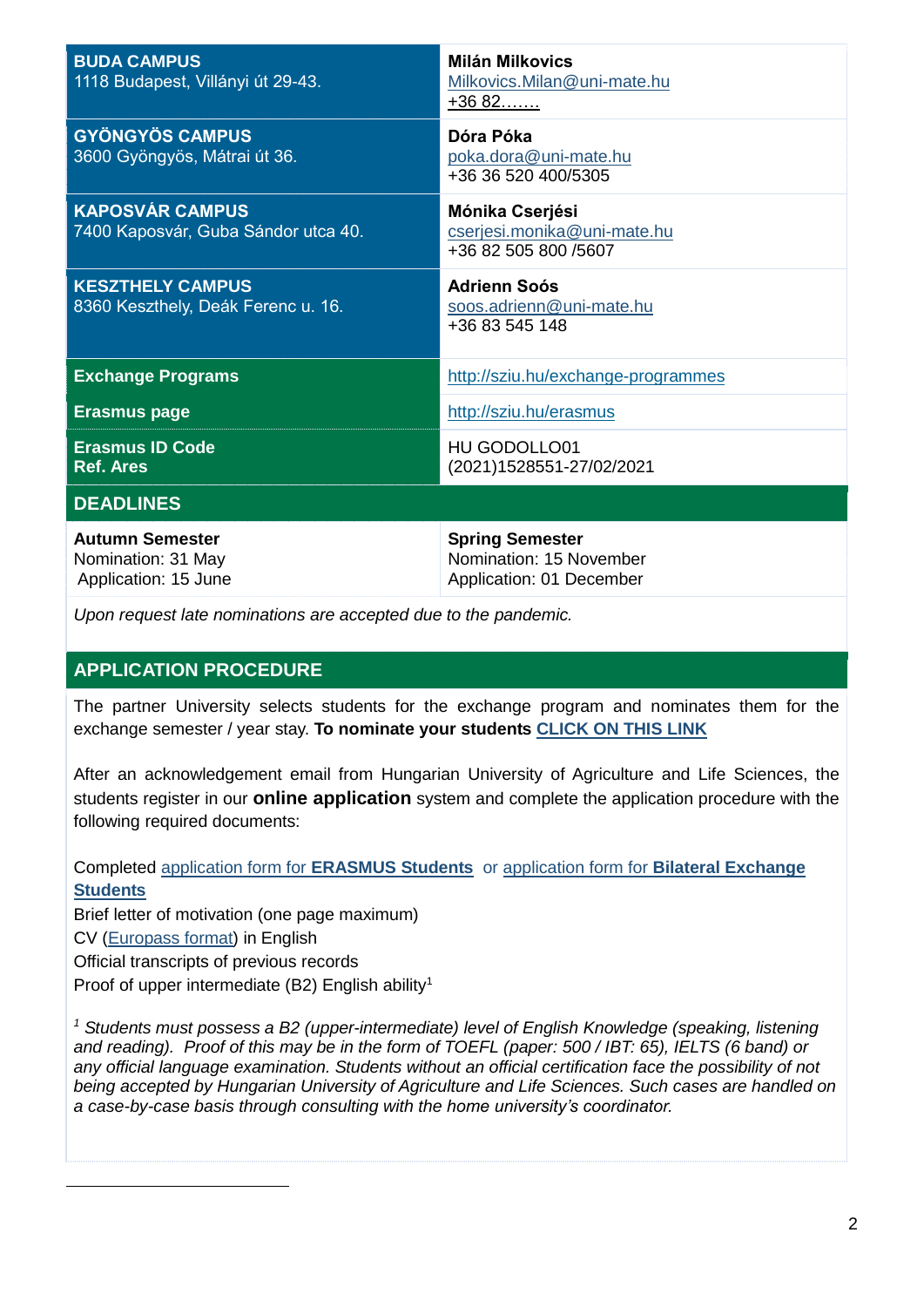| | |
|---|---|
| **BUDA CAMPUS**<br>1118 Budapest, Villányi út 29-43. | **Milán Milkovics**<br>Milkovics.Milan@uni-mate.hu<br>+36 82……. |
| **GYÖNGYÖS CAMPUS**<br>3600 Gyöngyös, Mátrai út 36. | **Dóra Póka**<br>poka.dora@uni-mate.hu<br>+36 36 520 400/5305 |
| **KAPOSVÁR CAMPUS**<br>7400 Kaposvár, Guba Sándor utca 40. | **Mónika Cserjési**<br>cserjesi.monika@uni-mate.hu<br>+36 82 505 800 /5607 |
| **KESZTHELY CAMPUS**<br>8360 Keszthely, Deák Ferenc u. 16. | **Adrienn Soós**<br>soos.adrienn@uni-mate.hu<br>+36 83 545 148 |
| **Exchange Programs** | http://sziu.hu/exchange-programmes |
| **Erasmus page** | http://sziu.hu/erasmus |
| **Erasmus ID Code**<br>**Ref. Ares** | HU GODOLLO01<br>(2021)1528551-27/02/2021 |

## DEADLINES

| **Autumn Semester** | **Spring Semester** |
|---|---|
| Nomination: 31 May<br>Application: 15 June | Nomination: 15 November<br>Application: 01 December |

*Upon request late nominations are accepted due to the pandemic.*

## APPLICATION PROCEDURE

The partner University selects students for the exchange program and nominates them for the exchange semester / year stay. **To nominate your students** **CLICK ON THIS LINK**

After an acknowledgement email from Hungarian University of Agriculture and Life Sciences, the students register in our **online application** system and complete the application procedure with the following required documents:

Completed application form for **ERASMUS Students** or application form for **Bilateral Exchange Students**
Brief letter of motivation (one page maximum)
CV (Europass format) in English
Official transcripts of previous records
Proof of upper intermediate (B2) English ability[1]

*[1] Students must possess a B2 (upper-intermediate) level of English Knowledge (speaking, listening and reading). Proof of this may be in the form of TOEFL (paper: 500 / IBT: 65), IELTS (6 band) or any official language examination. Students without an official certification face the possibility of not being accepted by Hungarian University of Agriculture and Life Sciences. Such cases are handled on a case-by-case basis through consulting with the home university's coordinator.*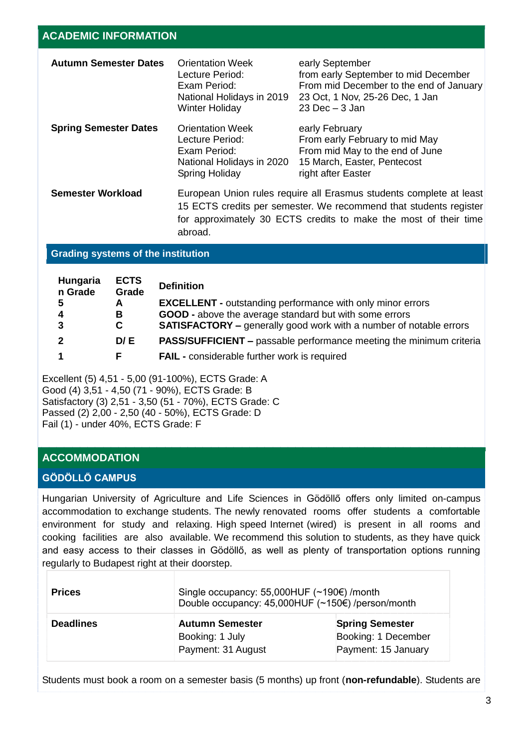## ACADEMIC INFORMATION

| | | |
|---|---|---|
| **Autumn Semester Dates** | Orientation Week<br>Lecture Period:<br>Exam Period:<br>National Holidays in 2019<br>Winter Holiday | early September<br>from early September to mid December<br>From mid December to the end of January<br>23 Oct, 1 Nov, 25-26 Dec, 1 Jan<br>23 Dec – 3 Jan |
| **Spring Semester Dates** | Orientation Week<br>Lecture Period:<br>Exam Period:<br>National Holidays in 2020<br>Spring Holiday | early February<br>From early February to mid May<br>From mid May to the end of June<br>15 March, Easter, Pentecost<br>right after Easter |
| **Semester Workload** | European Union rules require all Erasmus students complete at least 15 ECTS credits per semester. We recommend that students register for approximately 30 ECTS credits to make the most of their time abroad. | |

### Grading systems of the institution

| Hungarian Grade | ECTS Grade | Definition |
|---|---|---|
| **5** | **A** | **EXCELLENT -** outstanding performance with only minor errors |
| **4** | **B** | **GOOD -** above the average standard but with some errors |
| **3** | **C** | **SATISFACTORY –** generally good work with a number of notable errors |
| **2** | **D/ E** | **PASS/SUFFICIENT –** passable performance meeting the minimum criteria |
| **1** | **F** | **FAIL -** considerable further work is required |

Excellent (5) 4,51 - 5,00 (91-100%), ECTS Grade: A
Good (4) 3,51 - 4,50 (71 - 90%), ECTS Grade: B
Satisfactory (3) 2,51 - 3,50 (51 - 70%), ECTS Grade: C
Passed (2) 2,00 - 2,50 (40 - 50%), ECTS Grade: D
Fail (1) - under 40%, ECTS Grade: F

## ACCOMMODATION

### GÖDÖLLŐ CAMPUS

Hungarian University of Agriculture and Life Sciences in Gödöllő offers only limited on-campus accommodation to exchange students. The newly renovated rooms offer students a comfortable environment for study and relaxing. High speed Internet (wired) is present in all rooms and cooking facilities are also available. We recommend this solution to students, as they have quick and easy access to their classes in Gödöllő, as well as plenty of transportation options running regularly to Budapest right at their doorstep.

| | | |
|---|---|---|
| **Prices** | Single occupancy: 55,000HUF (~190€) /month<br>Double occupancy: 45,000HUF (~150€) /person/month | |
| **Deadlines** | **Autumn Semester**<br>Booking: 1 July<br>Payment: 31 August | **Spring Semester**<br>Booking: 1 December<br>Payment: 15 January |

Students must book a room on a semester basis (5 months) up front (**non-refundable**). Students are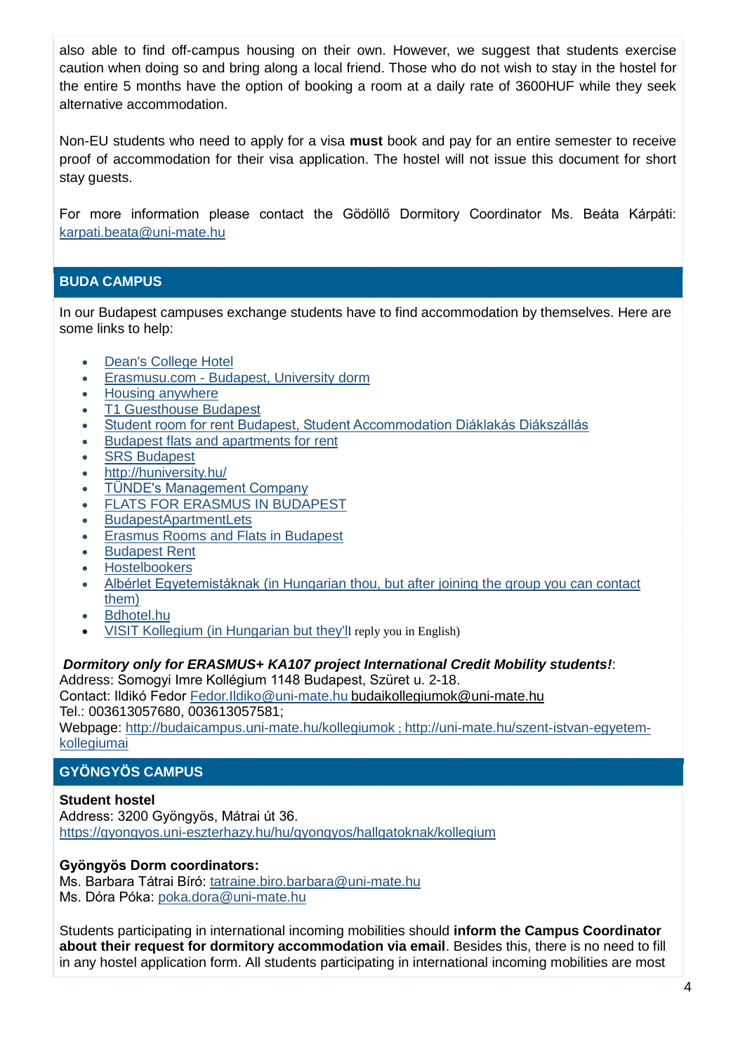also able to find off-campus housing on their own. However, we suggest that students exercise caution when doing so and bring along a local friend. Those who do not wish to stay in the hostel for the entire 5 months have the option of booking a room at a daily rate of 3600HUF while they seek alternative accommodation.

Non-EU students who need to apply for a visa **must** book and pay for an entire semester to receive proof of accommodation for their visa application. The hostel will not issue this document for short stay guests.

For more information please contact the Gödöllő Dormitory Coordinator Ms. Beáta Kárpáti: karpati.beata@uni-mate.hu

## BUDA CAMPUS

In our Budapest campuses exchange students have to find accommodation by themselves. Here are some links to help:

- Dean's College Hotel
- Erasmusu.com - Budapest, University dorm
- Housing anywhere
- T1 Guesthouse Budapest
- Student room for rent Budapest, Student Accommodation Diáklakás Diákszállás
- Budapest flats and apartments for rent
- SRS Budapest
- http://huniversity.hu/
- TÜNDE's Management Company
- FLATS FOR ERASMUS IN BUDAPEST
- BudapestApartmentLets
- Erasmus Rooms and Flats in Budapest
- Budapest Rent
- Hostelbookers
- Albérlet Egyetemistáknak (in Hungarian thou, but after joining the group you can contact them)
- Bdhotel.hu
- VISIT Kollegium (in Hungarian but they'll reply you in English)

***Dormitory only for ERASMUS+ KA107 project International Credit Mobility students!***:
Address: Somogyi Imre Kollégium 1148 Budapest, Szüret u. 2-18.
Contact: Ildikó Fedor Fedor.Ildiko@uni-mate.hu budaikollegiumok@uni-mate.hu
Tel.: 003613057680, 003613057581;
Webpage: http://budaicampus.uni-mate.hu/kollegiumok ; http://uni-mate.hu/szent-istvan-egyetem-kollegiumai

## GYÖNGYÖS CAMPUS

**Student hostel**
Address: 3200 Gyöngyös, Mátrai út 36.
https://gyongyos.uni-eszterhazy.hu/hu/gyongyos/hallgatoknak/kollegium

**Gyöngyös Dorm coordinators:**
Ms. Barbara Tátrai Bíró: tatraine.biro.barbara@uni-mate.hu
Ms. Dóra Póka: poka.dora@uni-mate.hu

Students participating in international incoming mobilities should **inform the Campus Coordinator about their request for dormitory accommodation via email**. Besides this, there is no need to fill in any hostel application form. All students participating in international incoming mobilities are most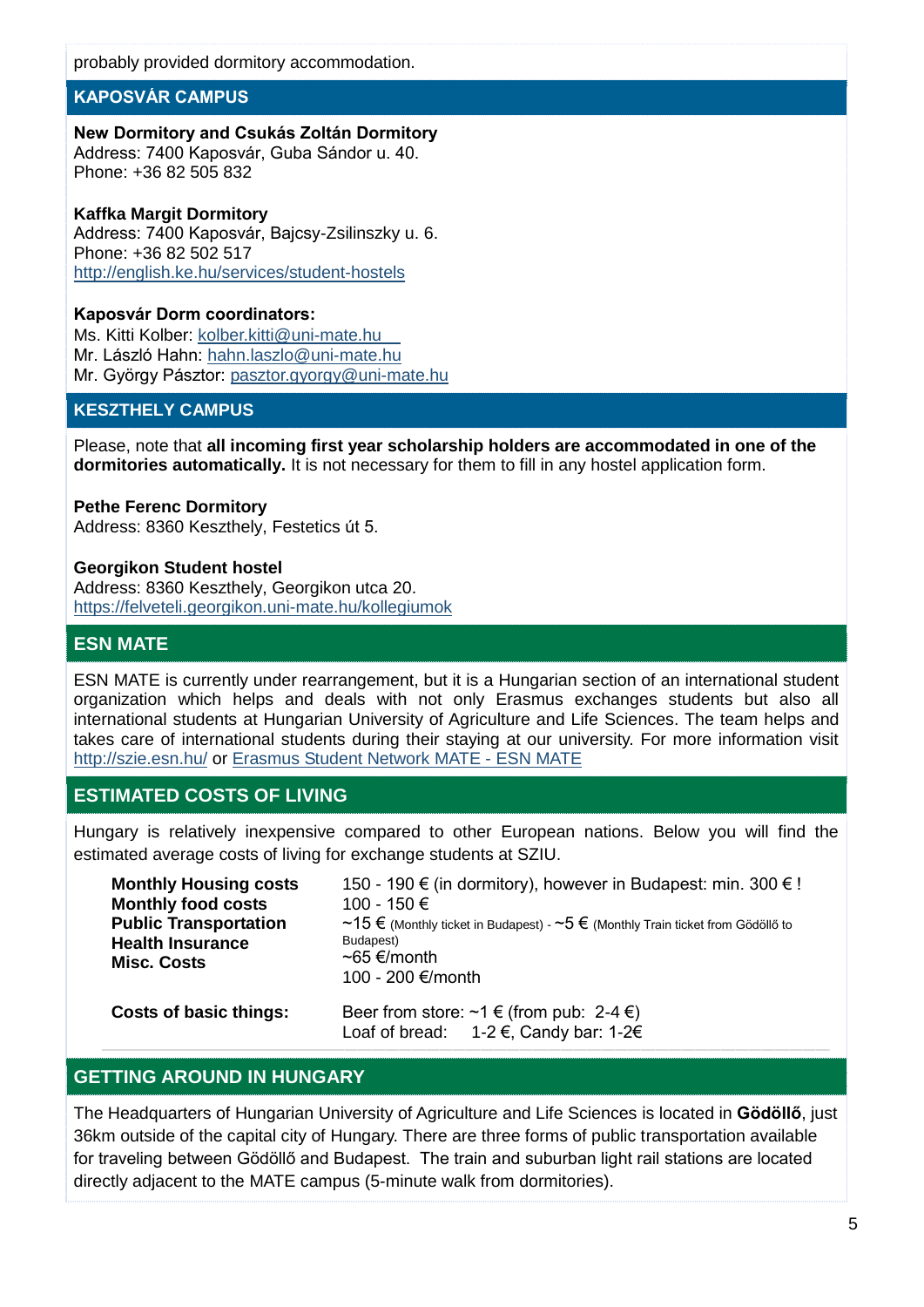probably provided dormitory accommodation.

## KAPOSVÁR CAMPUS

**New Dormitory and Csukás Zoltán Dormitory**
Address: 7400 Kaposvár, Guba Sándor u. 40.
Phone: +36 82 505 832

**Kaffka Margit Dormitory**
Address: 7400 Kaposvár, Bajcsy-Zsilinszky u. 6.
Phone: +36 82 502 517
http://english.ke.hu/services/student-hostels

**Kaposvár Dorm coordinators:**
Ms. Kitti Kolber: kolber.kitti@uni-mate.hu
Mr. László Hahn: hahn.laszlo@uni-mate.hu
Mr. György Pásztor: pasztor.gyorgy@uni-mate.hu

## KESZTHELY CAMPUS

Please, note that **all incoming first year scholarship holders are accommodated in one of the dormitories automatically.** It is not necessary for them to fill in any hostel application form.

**Pethe Ferenc Dormitory**
Address: 8360 Keszthely, Festetics út 5.

**Georgikon Student hostel**
Address: 8360 Keszthely, Georgikon utca 20.
https://felveteli.georgikon.uni-mate.hu/kollegiumok

## ESN MATE

ESN MATE is currently under rearrangement, but it is a Hungarian section of an international student organization which helps and deals with not only Erasmus exchanges students but also all international students at Hungarian University of Agriculture and Life Sciences. The team helps and takes care of international students during their staying at our university. For more information visit http://szie.esn.hu/ or Erasmus Student Network MATE - ESN MATE

## ESTIMATED COSTS OF LIVING

Hungary is relatively inexpensive compared to other European nations. Below you will find the estimated average costs of living for exchange students at SZIU.

| | |
|---|---|
| **Monthly Housing costs** | 150 - 190 € (in dormitory), however in Budapest: min. 300 € ! |
| **Monthly food costs** | 100 - 150 € |
| **Public Transportation** | ~15 € (Monthly ticket in Budapest) - ~5 € (Monthly Train ticket from Gödöllő to Budapest) |
| **Health Insurance** | ~65 €/month |
| **Misc. Costs** | 100 - 200 €/month |
| **Costs of basic things:** | Beer from store: ~1 € (from pub: 2-4 €)<br>Loaf of bread: 1-2 €, Candy bar: 1-2€ |

## GETTING AROUND IN HUNGARY

The Headquarters of Hungarian University of Agriculture and Life Sciences is located in **Gödöllő**, just 36km outside of the capital city of Hungary. There are three forms of public transportation available for traveling between Gödöllő and Budapest. The train and suburban light rail stations are located directly adjacent to the MATE campus (5-minute walk from dormitories).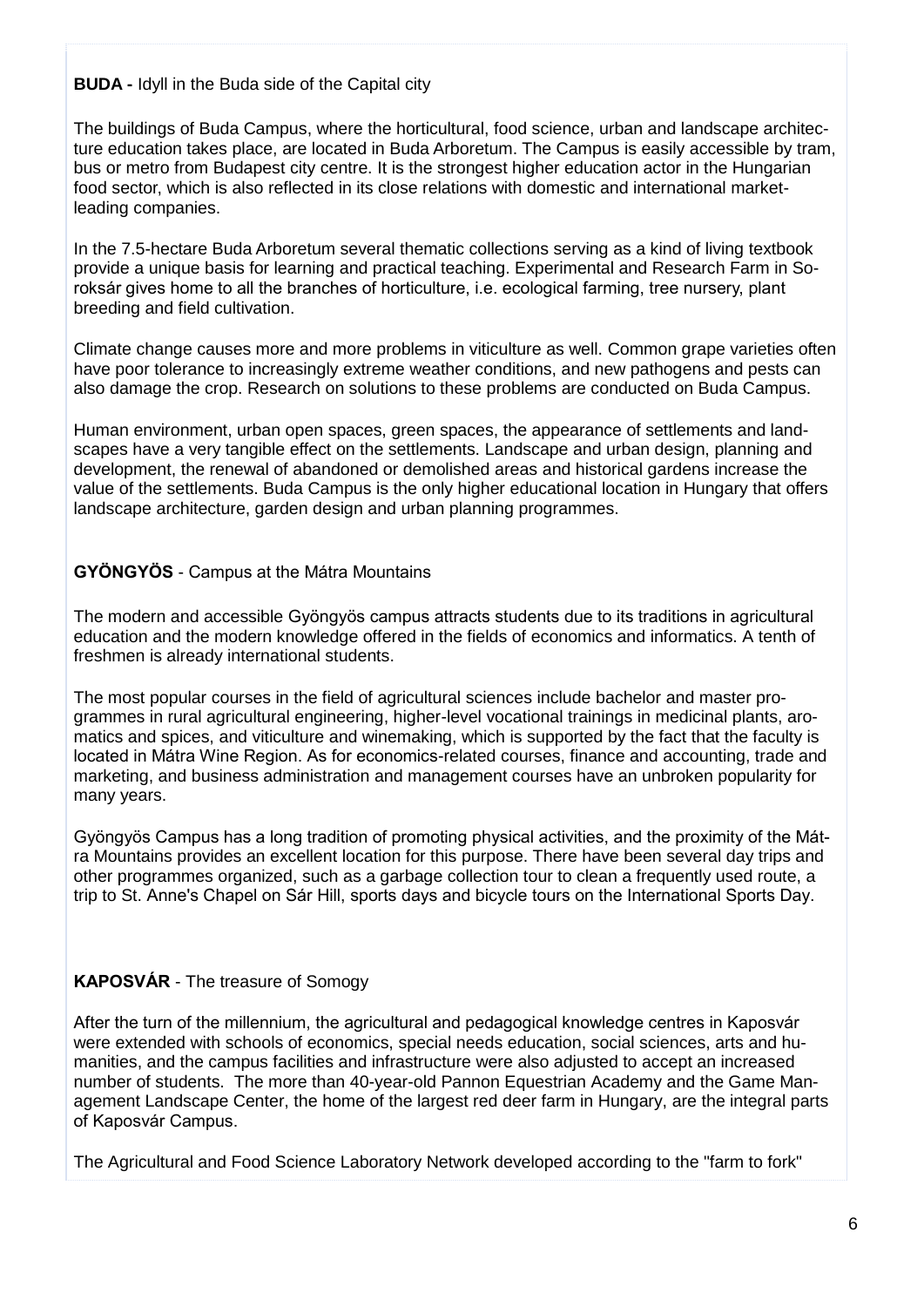**BUDA -** Idyll in the Buda side of the Capital city

The buildings of Buda Campus, where the horticultural, food science, urban and landscape architecture education takes place, are located in Buda Arboretum. The Campus is easily accessible by tram, bus or metro from Budapest city centre. It is the strongest higher education actor in the Hungarian food sector, which is also reflected in its close relations with domestic and international market-leading companies.

In the 7.5-hectare Buda Arboretum several thematic collections serving as a kind of living textbook provide a unique basis for learning and practical teaching. Experimental and Research Farm in Soroksár gives home to all the branches of horticulture, i.e. ecological farming, tree nursery, plant breeding and field cultivation.

Climate change causes more and more problems in viticulture as well. Common grape varieties often have poor tolerance to increasingly extreme weather conditions, and new pathogens and pests can also damage the crop. Research on solutions to these problems are conducted on Buda Campus.

Human environment, urban open spaces, green spaces, the appearance of settlements and landscapes have a very tangible effect on the settlements. Landscape and urban design, planning and development, the renewal of abandoned or demolished areas and historical gardens increase the value of the settlements. Buda Campus is the only higher educational location in Hungary that offers landscape architecture, garden design and urban planning programmes.

**GYÖNGYÖS** - Campus at the Mátra Mountains

The modern and accessible Gyöngyös campus attracts students due to its traditions in agricultural education and the modern knowledge offered in the fields of economics and informatics. A tenth of freshmen is already international students.

The most popular courses in the field of agricultural sciences include bachelor and master programmes in rural agricultural engineering, higher-level vocational trainings in medicinal plants, aromatics and spices, and viticulture and winemaking, which is supported by the fact that the faculty is located in Mátra Wine Region. As for economics-related courses, finance and accounting, trade and marketing, and business administration and management courses have an unbroken popularity for many years.

Gyöngyös Campus has a long tradition of promoting physical activities, and the proximity of the Mátra Mountains provides an excellent location for this purpose. There have been several day trips and other programmes organized, such as a garbage collection tour to clean a frequently used route, a trip to St. Anne's Chapel on Sár Hill, sports days and bicycle tours on the International Sports Day.

**KAPOSVÁR** - The treasure of Somogy

After the turn of the millennium, the agricultural and pedagogical knowledge centres in Kaposvár were extended with schools of economics, special needs education, social sciences, arts and humanities, and the campus facilities and infrastructure were also adjusted to accept an increased number of students. The more than 40-year-old Pannon Equestrian Academy and the Game Management Landscape Center, the home of the largest red deer farm in Hungary, are the integral parts of Kaposvár Campus.

The Agricultural and Food Science Laboratory Network developed according to the "farm to fork"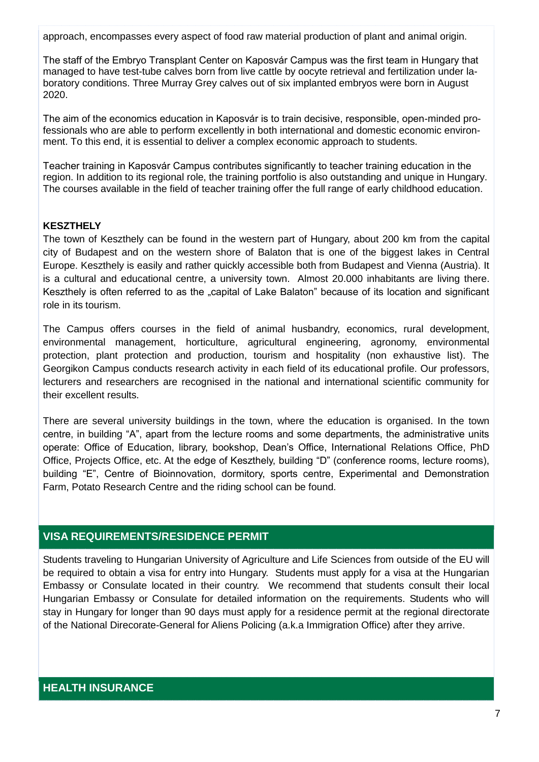approach, encompasses every aspect of food raw material production of plant and animal origin.

The staff of the Embryo Transplant Center on Kaposvár Campus was the first team in Hungary that managed to have test-tube calves born from live cattle by oocyte retrieval and fertilization under laboratory conditions. Three Murray Grey calves out of six implanted embryos were born in August 2020.

The aim of the economics education in Kaposvár is to train decisive, responsible, open-minded professionals who are able to perform excellently in both international and domestic economic environment. To this end, it is essential to deliver a complex economic approach to students.

Teacher training in Kaposvár Campus contributes significantly to teacher training education in the region. In addition to its regional role, the training portfolio is also outstanding and unique in Hungary. The courses available in the field of teacher training offer the full range of early childhood education.

**KESZTHELY**

The town of Keszthely can be found in the western part of Hungary, about 200 km from the capital city of Budapest and on the western shore of Balaton that is one of the biggest lakes in Central Europe. Keszthely is easily and rather quickly accessible both from Budapest and Vienna (Austria). It is a cultural and educational centre, a university town. Almost 20.000 inhabitants are living there. Keszthely is often referred to as the „capital of Lake Balaton" because of its location and significant role in its tourism.

The Campus offers courses in the field of animal husbandry, economics, rural development, environmental management, horticulture, agricultural engineering, agronomy, environmental protection, plant protection and production, tourism and hospitality (non exhaustive list). The Georgikon Campus conducts research activity in each field of its educational profile. Our professors, lecturers and researchers are recognised in the national and international scientific community for their excellent results.

There are several university buildings in the town, where the education is organised. In the town centre, in building "A", apart from the lecture rooms and some departments, the administrative units operate: Office of Education, library, bookshop, Dean's Office, International Relations Office, PhD Office, Projects Office, etc. At the edge of Keszthely, building "D" (conference rooms, lecture rooms), building "E", Centre of Bioinnovation, dormitory, sports centre, Experimental and Demonstration Farm, Potato Research Centre and the riding school can be found.

## VISA REQUIREMENTS/RESIDENCE PERMIT

Students traveling to Hungarian University of Agriculture and Life Sciences from outside of the EU will be required to obtain a visa for entry into Hungary. Students must apply for a visa at the Hungarian Embassy or Consulate located in their country. We recommend that students consult their local Hungarian Embassy or Consulate for detailed information on the requirements. Students who will stay in Hungary for longer than 90 days must apply for a residence permit at the regional directorate of the National Direcorate-General for Aliens Policing (a.k.a Immigration Office) after they arrive.

## HEALTH INSURANCE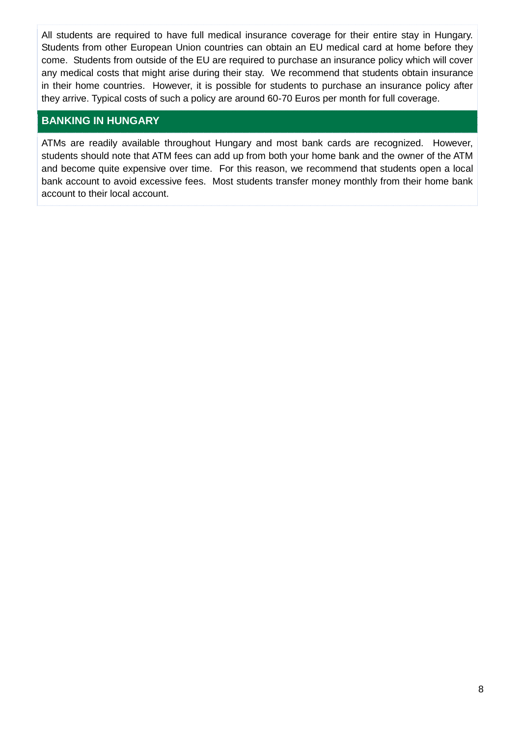All students are required to have full medical insurance coverage for their entire stay in Hungary. Students from other European Union countries can obtain an EU medical card at home before they come. Students from outside of the EU are required to purchase an insurance policy which will cover any medical costs that might arise during their stay. We recommend that students obtain insurance in their home countries. However, it is possible for students to purchase an insurance policy after they arrive. Typical costs of such a policy are around 60-70 Euros per month for full coverage.

## BANKING IN HUNGARY

ATMs are readily available throughout Hungary and most bank cards are recognized. However, students should note that ATM fees can add up from both your home bank and the owner of the ATM and become quite expensive over time. For this reason, we recommend that students open a local bank account to avoid excessive fees. Most students transfer money monthly from their home bank account to their local account.